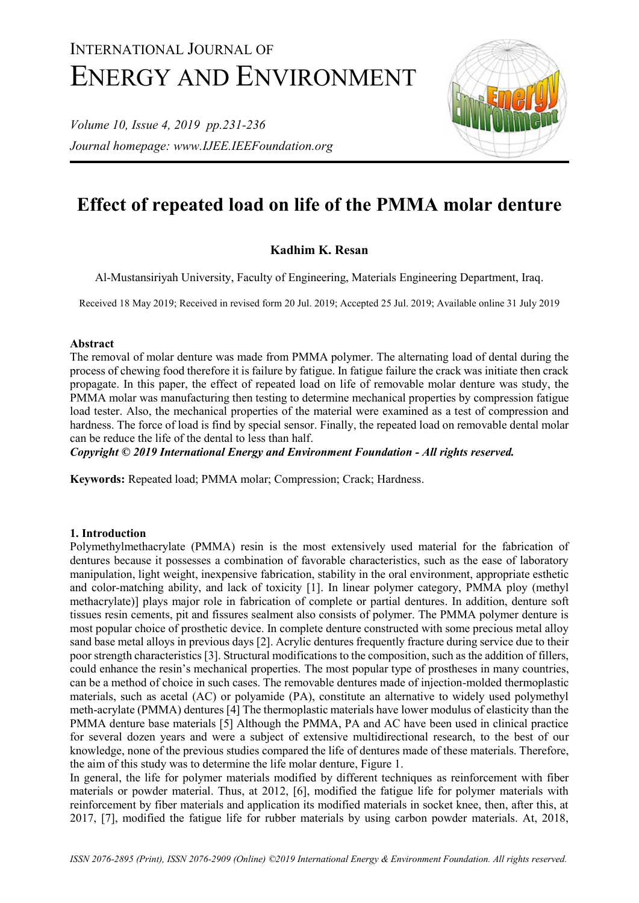# INTERNATIONAL JOURNAL OF ENERGY AND ENVIRONMENT

*Volume 10, Issue 4, 2019 pp.231-236*

*Journal homepage: www.IJEE.IEEFoundation.org*

# Effect of repeated load on life of the PMMA molar denture

**Kadhim K. Resan**

Al-Mustansiriyah University, Faculty of Engineering, Materials Engineering Department, Iraq.

Received 18 May 2019; Received in revised form 20 Jul. 2019; Accepted 25 Jul. 2019; Available online 31 July 2019

### Abstract

The removal of molar denture was made from PMMA polymer. The alternating load of dental during the process of chewing food therefore it is failure by fatigue. In fatigue failure the crack was initiate then crack propagate. In this paper, the effect of repeated load on life of removable molar denture was study, the PMMA molar was manufacturing then testing to determine mechanical properties by compression fatigue load tester. Also, the mechanical properties of the material were examined as a test of compression and hardness. The force of load is find by special sensor. Finally, the repeated load on removable dental molar can be reduce the life of the dental to less than half.

***Copyright © 2019 International Energy and Environment Foundation - All rights reserved.***

**Keywords:** Repeated load; PMMA molar; Compression; Crack; Hardness.

## 1. Introduction

Polymethylmethacrylate (PMMA) resin is the most extensively used material for the fabrication of dentures because it possesses a combination of favorable characteristics, such as the ease of laboratory manipulation, light weight, inexpensive fabrication, stability in the oral environment, appropriate esthetic and color-matching ability, and lack of toxicity [1]. In linear polymer category, PMMA ploy (methyl methacrylate)] plays major role in fabrication of complete or partial dentures. In addition, denture soft tissues resin cements, pit and fissures sealment also consists of polymer. The PMMA polymer denture is most popular choice of prosthetic device. In complete denture constructed with some precious metal alloy sand base metal alloys in previous days [2]. Acrylic dentures frequently fracture during service due to their poor strength characteristics [3]. Structural modifications to the composition, such as the addition of fillers, could enhance the resin's mechanical properties. The most popular type of prostheses in many countries, can be a method of choice in such cases. The removable dentures made of injection-molded thermoplastic materials, such as acetal (AC) or polyamide (PA), constitute an alternative to widely used polymethyl meth-acrylate (PMMA) dentures [4] The thermoplastic materials have lower modulus of elasticity than the PMMA denture base materials [5] Although the PMMA, PA and AC have been used in clinical practice for several dozen years and were a subject of extensive multidirectional research, to the best of our knowledge, none of the previous studies compared the life of dentures made of these materials. Therefore, the aim of this study was to determine the life molar denture, Figure 1.

In general, the life for polymer materials modified by different techniques as reinforcement with fiber materials or powder material. Thus, at 2012, [6], modified the fatigue life for polymer materials with reinforcement by fiber materials and application its modified materials in socket knee, then, after this, at 2017, [7], modified the fatigue life for rubber materials by using carbon powder materials. At, 2018,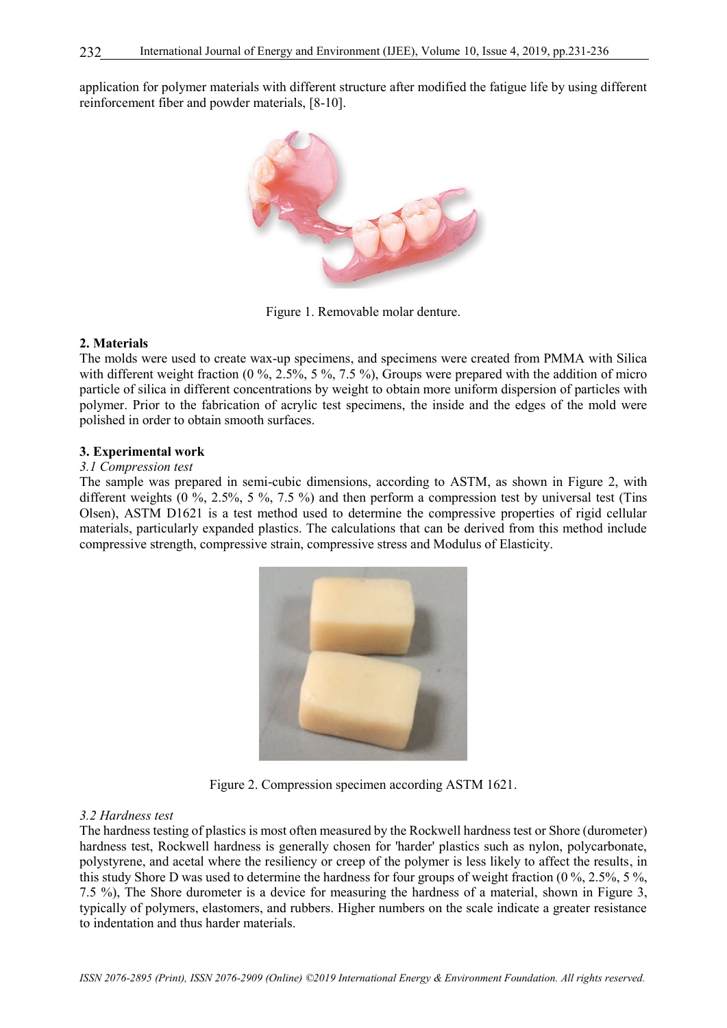application for polymer materials with different structure after modified the fatigue life by using different reinforcement fiber and powder materials, [8-10].

Figure 1. Removable molar denture.

## 2. Materials

The molds were used to create wax-up specimens, and specimens were created from PMMA with Silica with different weight fraction (0 %, 2.5%, 5 %, 7.5 %), Groups were prepared with the addition of micro particle of silica in different concentrations by weight to obtain more uniform dispersion of particles with polymer. Prior to the fabrication of acrylic test specimens, the inside and the edges of the mold were polished in order to obtain smooth surfaces.

## 3. Experimental work

### *3.1 Compression test*

The sample was prepared in semi-cubic dimensions, according to ASTM, as shown in Figure 2, with different weights (0 %, 2.5%, 5 %, 7.5 %) and then perform a compression test by universal test (Tins Olsen), ASTM D1621 is a test method used to determine the compressive properties of rigid cellular materials, particularly expanded plastics. The calculations that can be derived from this method include compressive strength, compressive strain, compressive stress and Modulus of Elasticity.

Figure 2. Compression specimen according ASTM 1621.

### *3.2 Hardness test*

The hardness testing of plastics is most often measured by the Rockwell hardness test or Shore (durometer) hardness test, Rockwell hardness is generally chosen for 'harder' plastics such as nylon, polycarbonate, polystyrene, and acetal where the resiliency or creep of the polymer is less likely to affect the results, in this study Shore D was used to determine the hardness for four groups of weight fraction (0 %, 2.5%, 5 %, 7.5 %), The Shore durometer is a device for measuring the hardness of a material, shown in Figure 3, typically of polymers, elastomers, and rubbers. Higher numbers on the scale indicate a greater resistance to indentation and thus harder materials.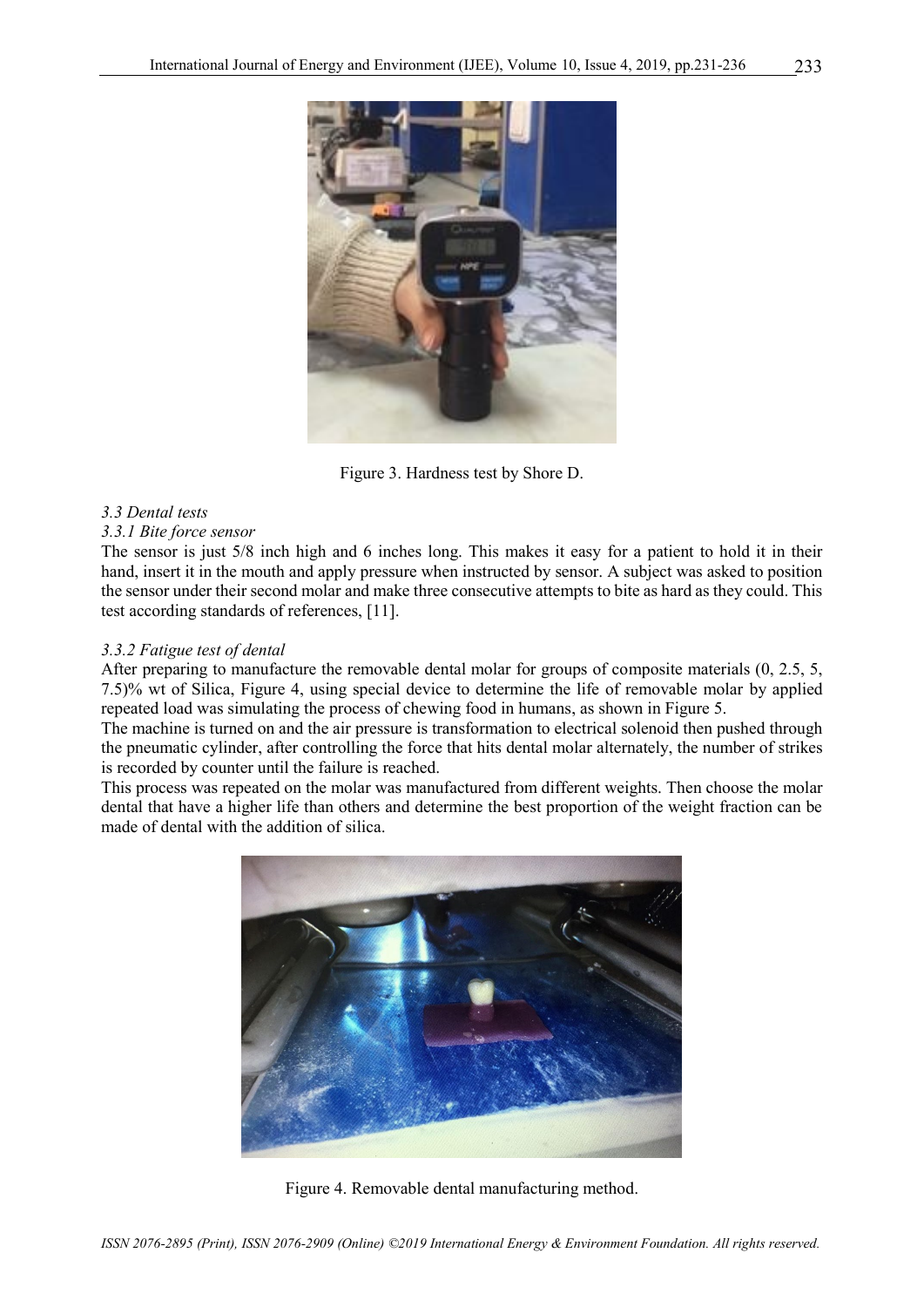Figure 3. Hardness test by Shore D.

*3.3 Dental tests*

*3.3.1 Bite force sensor*

The sensor is just 5/8 inch high and 6 inches long. This makes it easy for a patient to hold it in their hand, insert it in the mouth and apply pressure when instructed by sensor. A subject was asked to position the sensor under their second molar and make three consecutive attempts to bite as hard as they could. This test according standards of references, [11].

*3.3.2 Fatigue test of dental*

After preparing to manufacture the removable dental molar for groups of composite materials (0, 2.5, 5, 7.5)% wt of Silica, Figure 4, using special device to determine the life of removable molar by applied repeated load was simulating the process of chewing food in humans, as shown in Figure 5.

The machine is turned on and the air pressure is transformation to electrical solenoid then pushed through the pneumatic cylinder, after controlling the force that hits dental molar alternately, the number of strikes is recorded by counter until the failure is reached.

This process was repeated on the molar was manufactured from different weights. Then choose the molar dental that have a higher life than others and determine the best proportion of the weight fraction can be made of dental with the addition of silica.

Figure 4. Removable dental manufacturing method.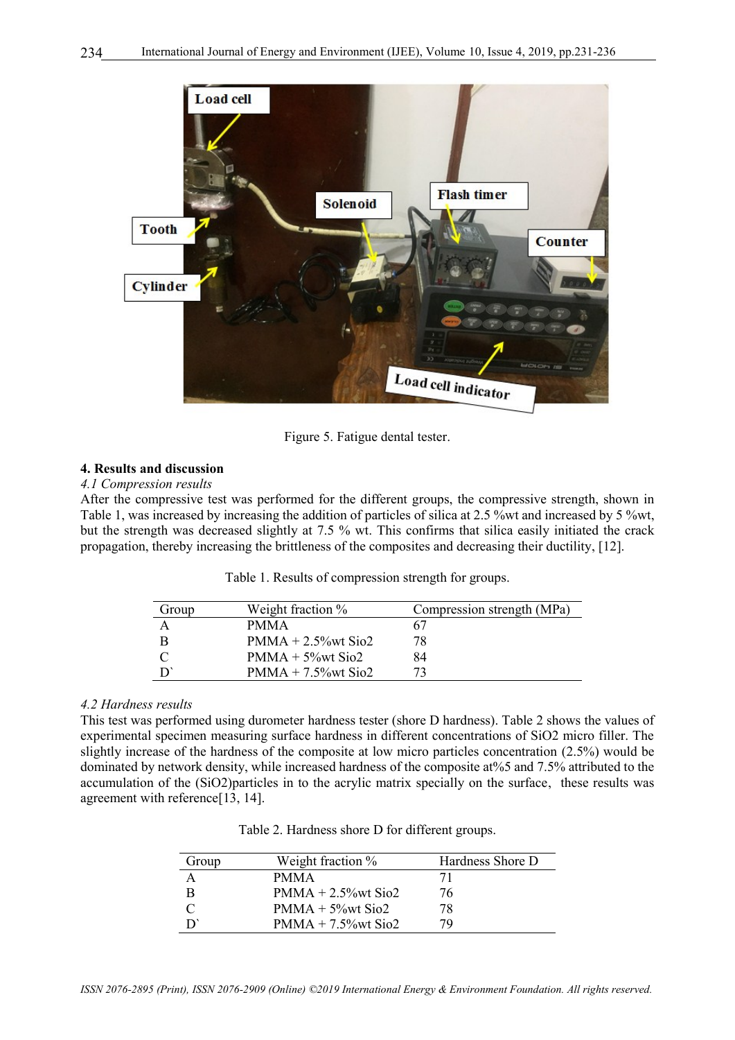Figure 5. Fatigue dental tester.

## 4. Results and discussion

### *4.1 Compression results*

After the compressive test was performed for the different groups, the compressive strength, shown in Table 1, was increased by increasing the addition of particles of silica at 2.5 %wt and increased by 5 %wt, but the strength was decreased slightly at 7.5 % wt. This confirms that silica easily initiated the crack propagation, thereby increasing the brittleness of the composites and decreasing their ductility, [12].

Table 1. Results of compression strength for groups.

| Group | Weight fraction % | Compression strength (MPa) |
|---|---|---|
| A | PMMA | 67 |
| B | PMMA + 2.5%wt Sio2 | 78 |
| C | PMMA + 5%wt Sio2 | 84 |
| D` | PMMA + 7.5%wt Sio2 | 73 |

### *4.2 Hardness results*

This test was performed using durometer hardness tester (shore D hardness). Table 2 shows the values of experimental specimen measuring surface hardness in different concentrations of SiO2 micro filler. The slightly increase of the hardness of the composite at low micro particles concentration (2.5%) would be dominated by network density, while increased hardness of the composite at%5 and 7.5% attributed to the accumulation of the (SiO2)particles in to the acrylic matrix specially on the surface, these results was agreement with reference[13, 14].

Table 2. Hardness shore D for different groups.

| Group | Weight fraction % | Hardness Shore D |
|---|---|---|
| A | PMMA | 71 |
| B | PMMA + 2.5%wt Sio2 | 76 |
| C | PMMA + 5%wt Sio2 | 78 |
| D` | PMMA + 7.5%wt Sio2 | 79 |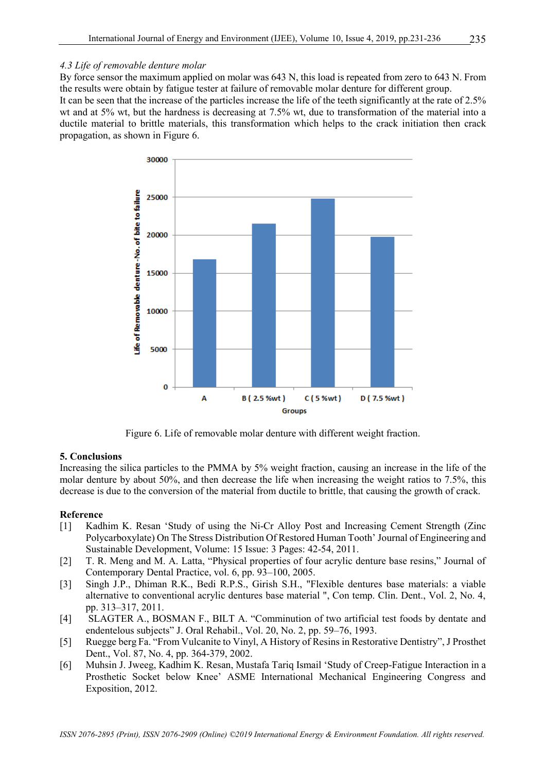*4.3 Life of removable denture molar*

By force sensor the maximum applied on molar was 643 N, this load is repeated from zero to 643 N. From the results were obtain by fatigue tester at failure of removable molar denture for different group.

It can be seen that the increase of the particles increase the life of the teeth significantly at the rate of 2.5% wt and at 5% wt, but the hardness is decreasing at 7.5% wt, due to transformation of the material into a ductile material to brittle materials, this transformation which helps to the crack initiation then crack propagation, as shown in Figure 6.

Figure 6. Life of removable molar denture with different weight fraction.

**5. Conclusions**

Increasing the silica particles to the PMMA by 5% weight fraction, causing an increase in the life of the molar denture by about 50%, and then decrease the life when increasing the weight ratios to 7.5%, this decrease is due to the conversion of the material from ductile to brittle, that causing the growth of crack.

**Reference**

[1] Kadhim K. Resan 'Study of using the Ni-Cr Alloy Post and Increasing Cement Strength (Zinc Polycarboxylate) On The Stress Distribution Of Restored Human Tooth' Journal of Engineering and Sustainable Development, Volume: 15 Issue: 3 Pages: 42-54, 2011.

[2] T. R. Meng and M. A. Latta, "Physical properties of four acrylic denture base resins," Journal of Contemporary Dental Practice, vol. 6, pp. 93–100, 2005.

[3] Singh J.P., Dhiman R.K., Bedi R.P.S., Girish S.H., "Flexible dentures base materials: a viable alternative to conventional acrylic dentures base material ", Con temp. Clin. Dent., Vol. 2, No. 4, pp. 313–317, 2011.

[4] SLAGTER A., BOSMAN F., BILT A. "Comminution of two artificial test foods by dentate and endentelous subjects" J. Oral Rehabil., Vol. 20, No. 2, pp. 59–76, 1993.

[5] Ruegge berg Fa. "From Vulcanite to Vinyl, A History of Resins in Restorative Dentistry", J Prosthet Dent., Vol. 87, No. 4, pp. 364-379, 2002.

[6] Muhsin J. Jweeg, Kadhim K. Resan, Mustafa Tariq Ismail 'Study of Creep-Fatigue Interaction in a Prosthetic Socket below Knee' ASME International Mechanical Engineering Congress and Exposition, 2012.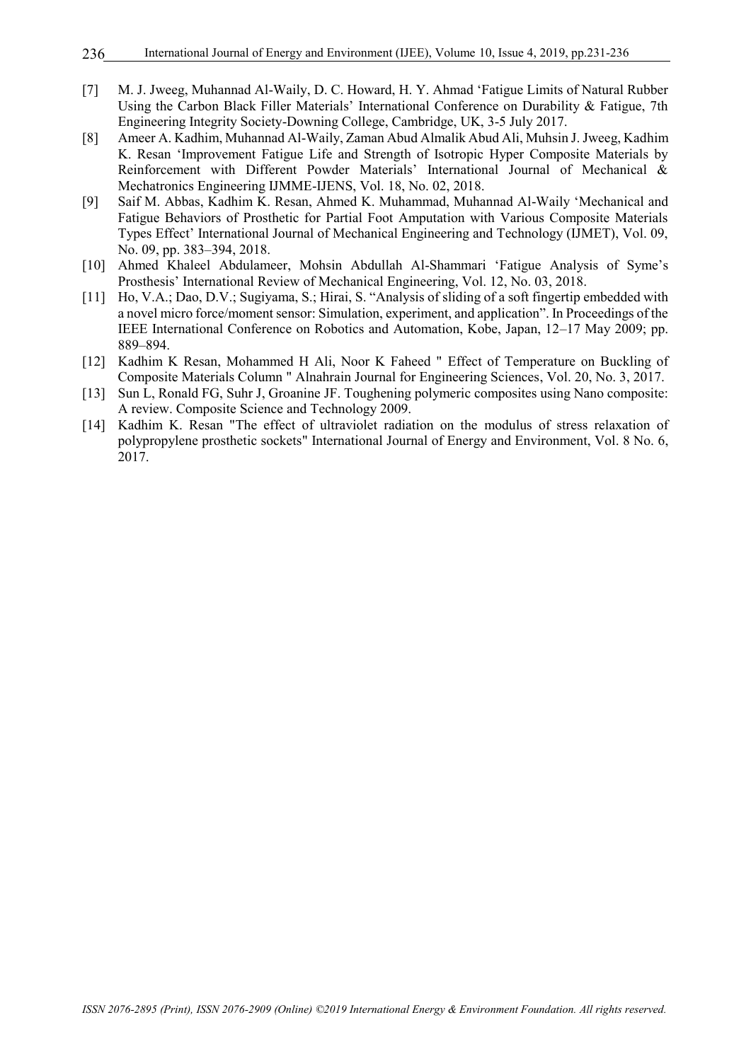[7] M. J. Jweeg, Muhannad Al-Waily, D. C. Howard, H. Y. Ahmad 'Fatigue Limits of Natural Rubber Using the Carbon Black Filler Materials' International Conference on Durability & Fatigue, 7th Engineering Integrity Society-Downing College, Cambridge, UK, 3-5 July 2017.

[8] Ameer A. Kadhim, Muhannad Al-Waily, Zaman Abud Almalik Abud Ali, Muhsin J. Jweeg, Kadhim K. Resan 'Improvement Fatigue Life and Strength of Isotropic Hyper Composite Materials by Reinforcement with Different Powder Materials' International Journal of Mechanical & Mechatronics Engineering IJMME-IJENS, Vol. 18, No. 02, 2018.

[9] Saif M. Abbas, Kadhim K. Resan, Ahmed K. Muhammad, Muhannad Al-Waily 'Mechanical and Fatigue Behaviors of Prosthetic for Partial Foot Amputation with Various Composite Materials Types Effect' International Journal of Mechanical Engineering and Technology (IJMET), Vol. 09, No. 09, pp. 383–394, 2018.

[10] Ahmed Khaleel Abdulameer, Mohsin Abdullah Al-Shammari 'Fatigue Analysis of Syme's Prosthesis' International Review of Mechanical Engineering, Vol. 12, No. 03, 2018.

[11] Ho, V.A.; Dao, D.V.; Sugiyama, S.; Hirai, S. "Analysis of sliding of a soft fingertip embedded with a novel micro force/moment sensor: Simulation, experiment, and application". In Proceedings of the IEEE International Conference on Robotics and Automation, Kobe, Japan, 12–17 May 2009; pp. 889–894.

[12] Kadhim K Resan, Mohammed H Ali, Noor K Faheed " Effect of Temperature on Buckling of Composite Materials Column " Alnahrain Journal for Engineering Sciences, Vol. 20, No. 3, 2017.

[13] Sun L, Ronald FG, Suhr J, Groanine JF. Toughening polymeric composites using Nano composite: A review. Composite Science and Technology 2009.

[14] Kadhim K. Resan "The effect of ultraviolet radiation on the modulus of stress relaxation of polypropylene prosthetic sockets" International Journal of Energy and Environment, Vol. 8 No. 6, 2017.